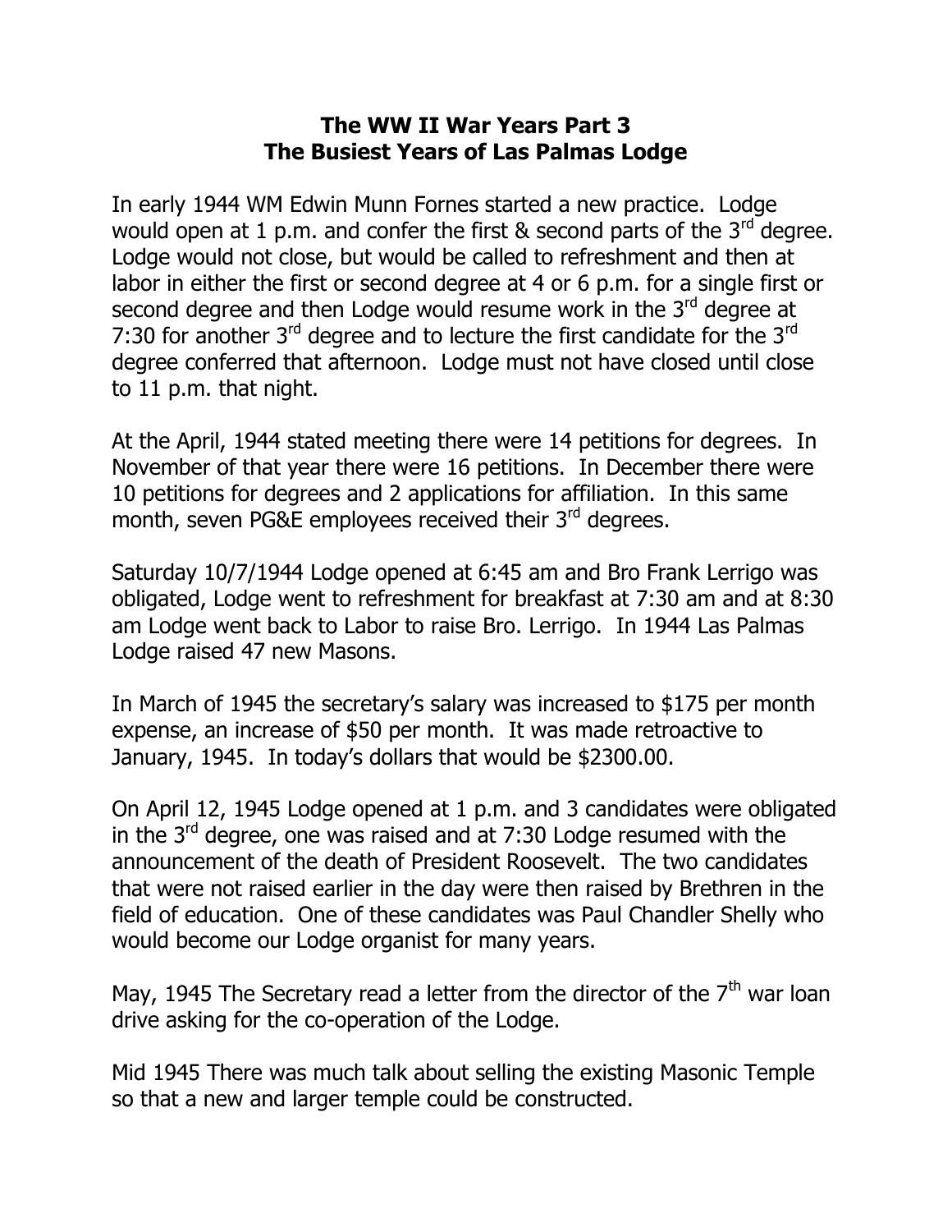# The WW II War Years Part 3
## The Busiest Years of Las Palmas Lodge

In early 1944 WM Edwin Munn Fornes started a new practice. Lodge would open at 1 p.m. and confer the first & second parts of the 3rd degree. Lodge would not close, but would be called to refreshment and then at labor in either the first or second degree at 4 or 6 p.m. for a single first or second degree and then Lodge would resume work in the 3rd degree at 7:30 for another 3rd degree and to lecture the first candidate for the 3rd degree conferred that afternoon. Lodge must not have closed until close to 11 p.m. that night.

At the April, 1944 stated meeting there were 14 petitions for degrees. In November of that year there were 16 petitions. In December there were 10 petitions for degrees and 2 applications for affiliation. In this same month, seven PG&E employees received their 3rd degrees.

Saturday 10/7/1944 Lodge opened at 6:45 am and Bro Frank Lerrigo was obligated, Lodge went to refreshment for breakfast at 7:30 am and at 8:30 am Lodge went back to Labor to raise Bro. Lerrigo. In 1944 Las Palmas Lodge raised 47 new Masons.

In March of 1945 the secretary's salary was increased to $175 per month expense, an increase of $50 per month. It was made retroactive to January, 1945. In today's dollars that would be $2300.00.

On April 12, 1945 Lodge opened at 1 p.m. and 3 candidates were obligated in the 3rd degree, one was raised and at 7:30 Lodge resumed with the announcement of the death of President Roosevelt. The two candidates that were not raised earlier in the day were then raised by Brethren in the field of education. One of these candidates was Paul Chandler Shelly who would become our Lodge organist for many years.

May, 1945 The Secretary read a letter from the director of the 7th war loan drive asking for the co-operation of the Lodge.

Mid 1945 There was much talk about selling the existing Masonic Temple so that a new and larger temple could be constructed.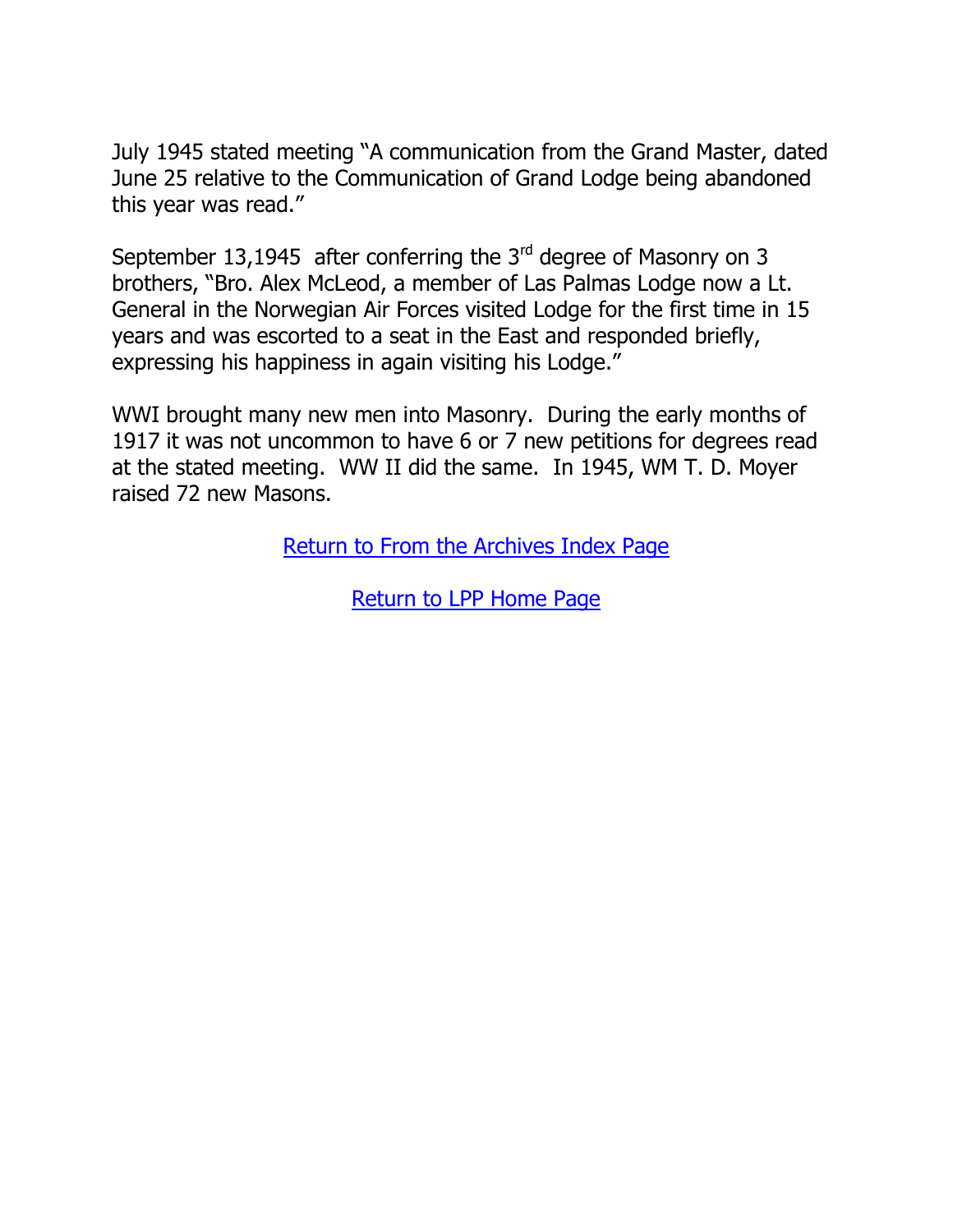July 1945 stated meeting "A communication from the Grand Master, dated June 25 relative to the Communication of Grand Lodge being abandoned this year was read."

September 13,1945 after conferring the 3rd degree of Masonry on 3 brothers, "Bro. Alex McLeod, a member of Las Palmas Lodge now a Lt. General in the Norwegian Air Forces visited Lodge for the first time in 15 years and was escorted to a seat in the East and responded briefly, expressing his happiness in again visiting his Lodge."

WWI brought many new men into Masonry. During the early months of 1917 it was not uncommon to have 6 or 7 new petitions for degrees read at the stated meeting. WW II did the same. In 1945, WM T. D. Moyer raised 72 new Masons.

Return to From the Archives Index Page

Return to LPP Home Page